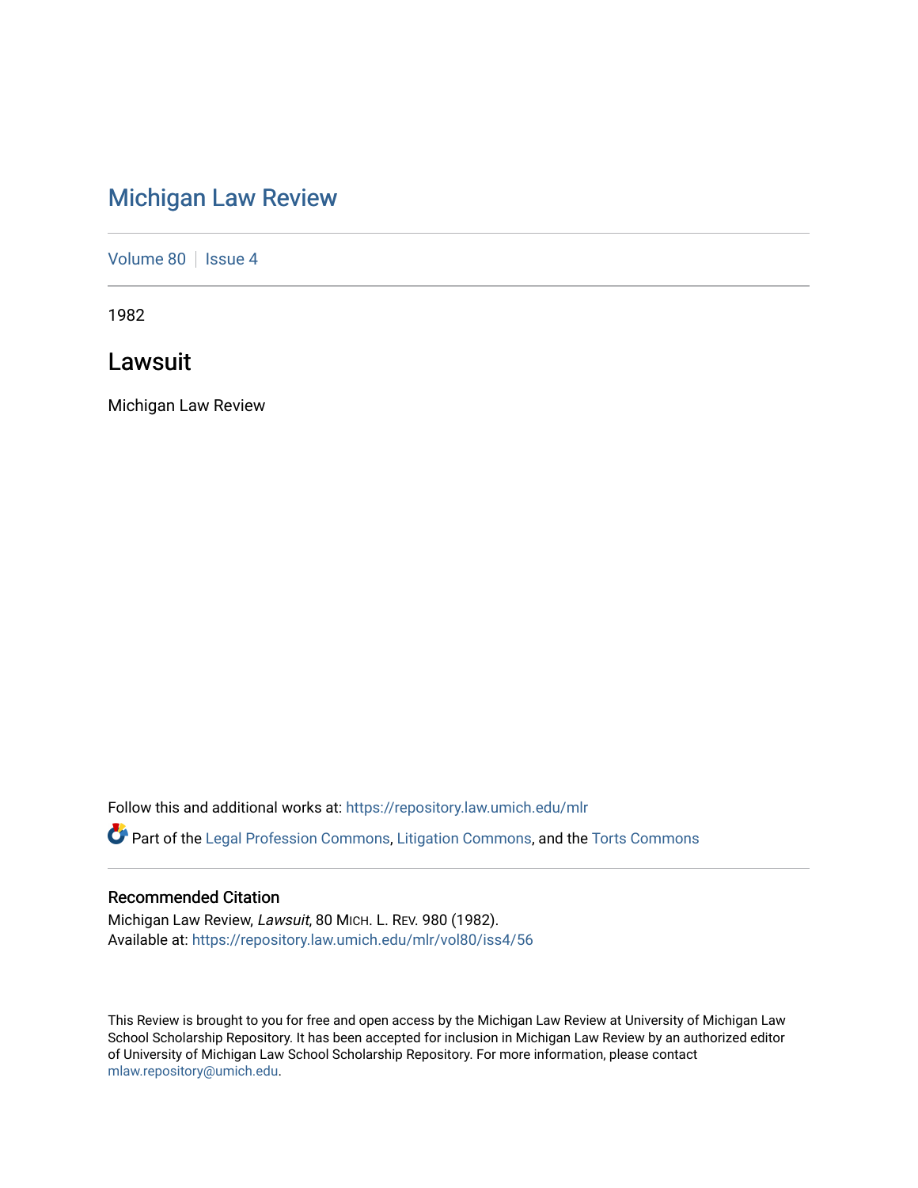# Michigan Law Review

Volume 80 | Issue 4

1982

## Lawsuit

Michigan Law Review

Follow this and additional works at: https://repository.law.umich.edu/mlr

Part of the Legal Profession Commons, Litigation Commons, and the Torts Commons

### Recommended Citation

Michigan Law Review, *Lawsuit*, 80 MICH. L. REV. 980 (1982).
Available at: https://repository.law.umich.edu/mlr/vol80/iss4/56

This Review is brought to you for free and open access by the Michigan Law Review at University of Michigan Law School Scholarship Repository. It has been accepted for inclusion in Michigan Law Review by an authorized editor of University of Michigan Law School Scholarship Repository. For more information, please contact mlaw.repository@umich.edu.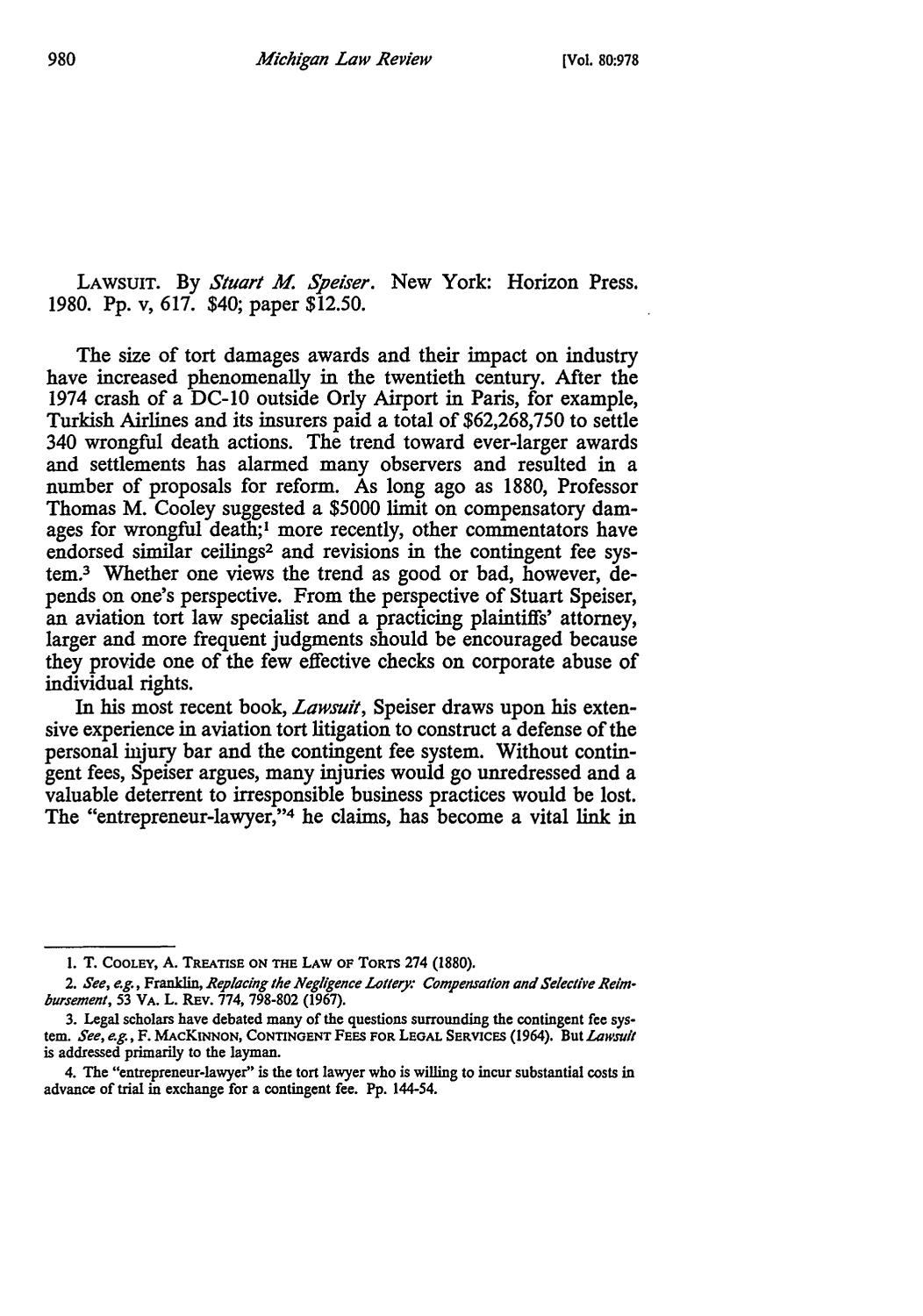LAWSUIT. By *Stuart M. Speiser*. New York: Horizon Press. 1980. Pp. v, 617. $40; paper $12.50.

The size of tort damages awards and their impact on industry have increased phenomenally in the twentieth century. After the 1974 crash of a DC-10 outside Orly Airport in Paris, for example, Turkish Airlines and its insurers paid a total of $62,268,750 to settle 340 wrongful death actions. The trend toward ever-larger awards and settlements has alarmed many observers and resulted in a number of proposals for reform. As long ago as 1880, Professor Thomas M. Cooley suggested a $5000 limit on compensatory damages for wrongful death;[1] more recently, other commentators have endorsed similar ceilings[2] and revisions in the contingent fee system.[3] Whether one views the trend as good or bad, however, depends on one's perspective. From the perspective of Stuart Speiser, an aviation tort law specialist and a practicing plaintiffs' attorney, larger and more frequent judgments should be encouraged because they provide one of the few effective checks on corporate abuse of individual rights.

In his most recent book, *Lawsuit*, Speiser draws upon his extensive experience in aviation tort litigation to construct a defense of the personal injury bar and the contingent fee system. Without contingent fees, Speiser argues, many injuries would go unredressed and a valuable deterrent to irresponsible business practices would be lost. The "entrepreneur-lawyer,"[4] he claims, has become a vital link in

---

1. T. COOLEY, A TREATISE ON THE LAW OF TORTS 274 (1880).

2. *See, e.g.*, Franklin, *Replacing the Negligence Lottery: Compensation and Selective Reimbursement*, 53 VA. L. REV. 774, 798-802 (1967).

3. Legal scholars have debated many of the questions surrounding the contingent fee system. *See, e.g.*, F. MACKINNON, CONTINGENT FEES FOR LEGAL SERVICES (1964). But *Lawsuit* is addressed primarily to the layman.

4. The "entrepreneur-lawyer" is the tort lawyer who is willing to incur substantial costs in advance of trial in exchange for a contingent fee. Pp. 144-54.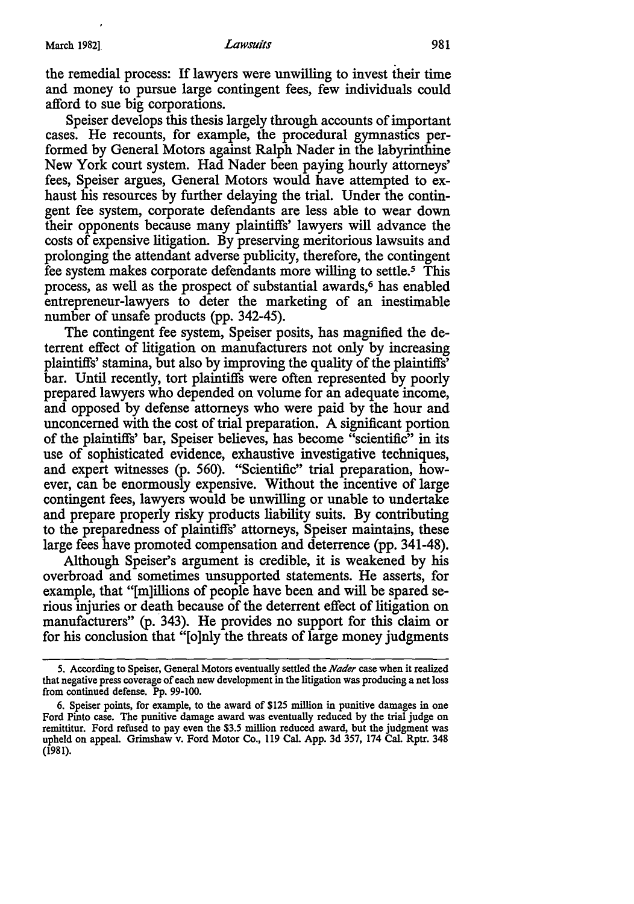the remedial process: If lawyers were unwilling to invest their time and money to pursue large contingent fees, few individuals could afford to sue big corporations.

Speiser develops this thesis largely through accounts of important cases. He recounts, for example, the procedural gymnastics performed by General Motors against Ralph Nader in the labyrinthine New York court system. Had Nader been paying hourly attorneys' fees, Speiser argues, General Motors would have attempted to exhaust his resources by further delaying the trial. Under the contingent fee system, corporate defendants are less able to wear down their opponents because many plaintiffs' lawyers will advance the costs of expensive litigation. By preserving meritorious lawsuits and prolonging the attendant adverse publicity, therefore, the contingent fee system makes corporate defendants more willing to settle.[5] This process, as well as the prospect of substantial awards,[6] has enabled entrepreneur-lawyers to deter the marketing of an inestimable number of unsafe products (pp. 342-45).

The contingent fee system, Speiser posits, has magnified the deterrent effect of litigation on manufacturers not only by increasing plaintiffs' stamina, but also by improving the quality of the plaintiffs' bar. Until recently, tort plaintiffs were often represented by poorly prepared lawyers who depended on volume for an adequate income, and opposed by defense attorneys who were paid by the hour and unconcerned with the cost of trial preparation. A significant portion of the plaintiffs' bar, Speiser believes, has become "scientific" in its use of sophisticated evidence, exhaustive investigative techniques, and expert witnesses (p. 560). "Scientific" trial preparation, however, can be enormously expensive. Without the incentive of large contingent fees, lawyers would be unwilling or unable to undertake and prepare properly risky products liability suits. By contributing to the preparedness of plaintiffs' attorneys, Speiser maintains, these large fees have promoted compensation and deterrence (pp. 341-48).

Although Speiser's argument is credible, it is weakened by his overbroad and sometimes unsupported statements. He asserts, for example, that "[m]illions of people have been and will be spared serious injuries or death because of the deterrent effect of litigation on manufacturers" (p. 343). He provides no support for this claim or for his conclusion that "[o]nly the threats of large money judgments

---

5. According to Speiser, General Motors eventually settled the *Nader* case when it realized that negative press coverage of each new development in the litigation was producing a net loss from continued defense. Pp. 99-100.

6. Speiser points, for example, to the award of $125 million in punitive damages in one Ford Pinto case. The punitive damage award was eventually reduced by the trial judge on remittitur. Ford refused to pay even the $3.5 million reduced award, but the judgment was upheld on appeal. Grimshaw v. Ford Motor Co., 119 Cal. App. 3d 357, 174 Cal. Rptr. 348 (1981).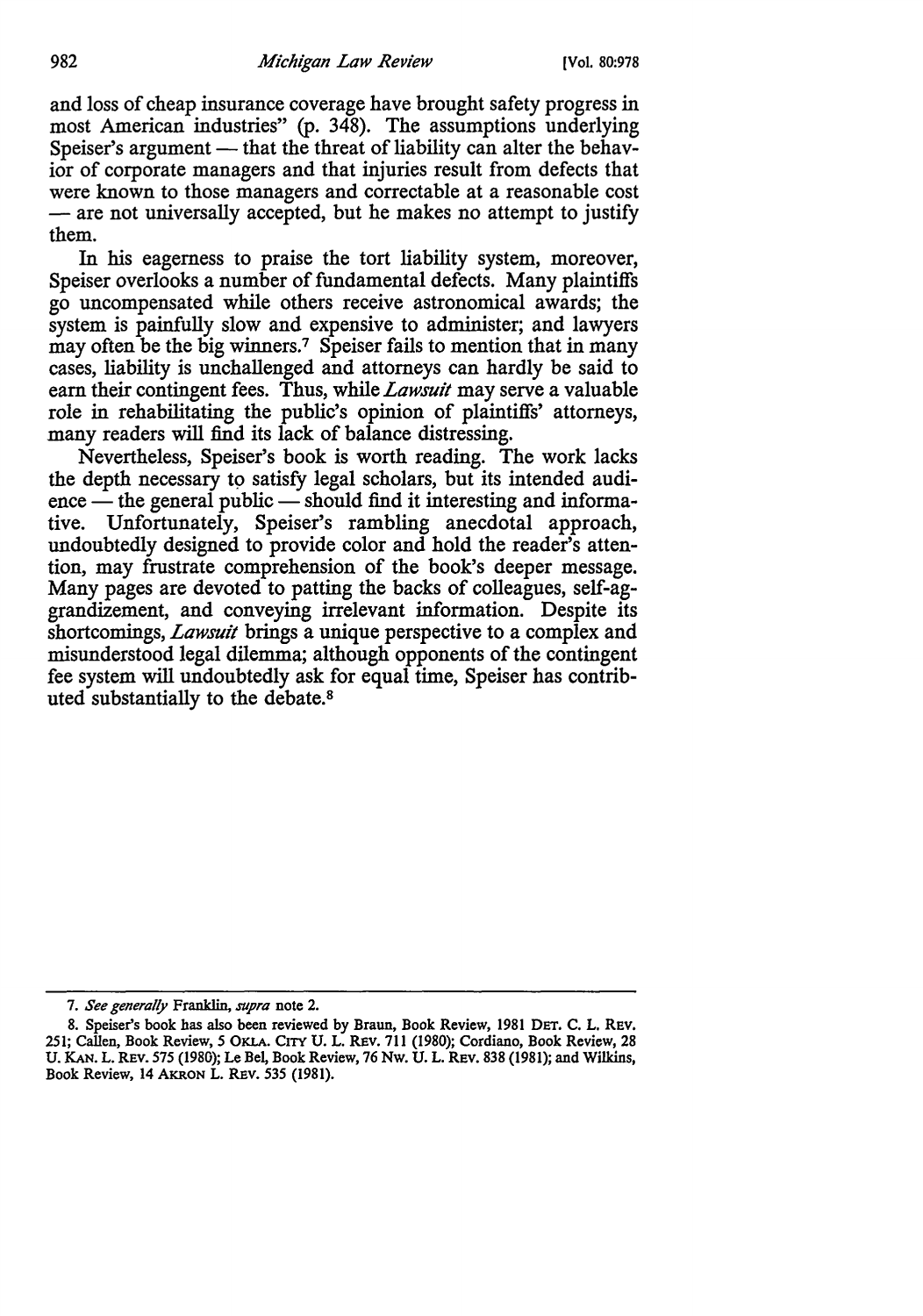and loss of cheap insurance coverage have brought safety progress in most American industries" (p. 348). The assumptions underlying Speiser's argument — that the threat of liability can alter the behavior of corporate managers and that injuries result from defects that were known to those managers and correctable at a reasonable cost — are not universally accepted, but he makes no attempt to justify them.

In his eagerness to praise the tort liability system, moreover, Speiser overlooks a number of fundamental defects. Many plaintiffs go uncompensated while others receive astronomical awards; the system is painfully slow and expensive to administer; and lawyers may often be the big winners.[7] Speiser fails to mention that in many cases, liability is unchallenged and attorneys can hardly be said to earn their contingent fees. Thus, while *Lawsuit* may serve a valuable role in rehabilitating the public's opinion of plaintiffs' attorneys, many readers will find its lack of balance distressing.

Nevertheless, Speiser's book is worth reading. The work lacks the depth necessary to satisfy legal scholars, but its intended audience — the general public — should find it interesting and informative. Unfortunately, Speiser's rambling anecdotal approach, undoubtedly designed to provide color and hold the reader's attention, may frustrate comprehension of the book's deeper message. Many pages are devoted to patting the backs of colleagues, self-aggrandizement, and conveying irrelevant information. Despite its shortcomings, *Lawsuit* brings a unique perspective to a complex and misunderstood legal dilemma; although opponents of the contingent fee system will undoubtedly ask for equal time, Speiser has contributed substantially to the debate.[8]

---

7. *See generally* Franklin, *supra* note 2.

8. Speiser's book has also been reviewed by Braun, Book Review, 1981 DET. C. L. REV. 251; Callen, Book Review, 5 OKLA. CITY U. L. REV. 711 (1980); Cordiano, Book Review, 28 U. KAN. L. REV. 575 (1980); Le Bel, Book Review, 76 NW. U. L. REV. 838 (1981); and Wilkins, Book Review, 14 AKRON L. REV. 535 (1981).